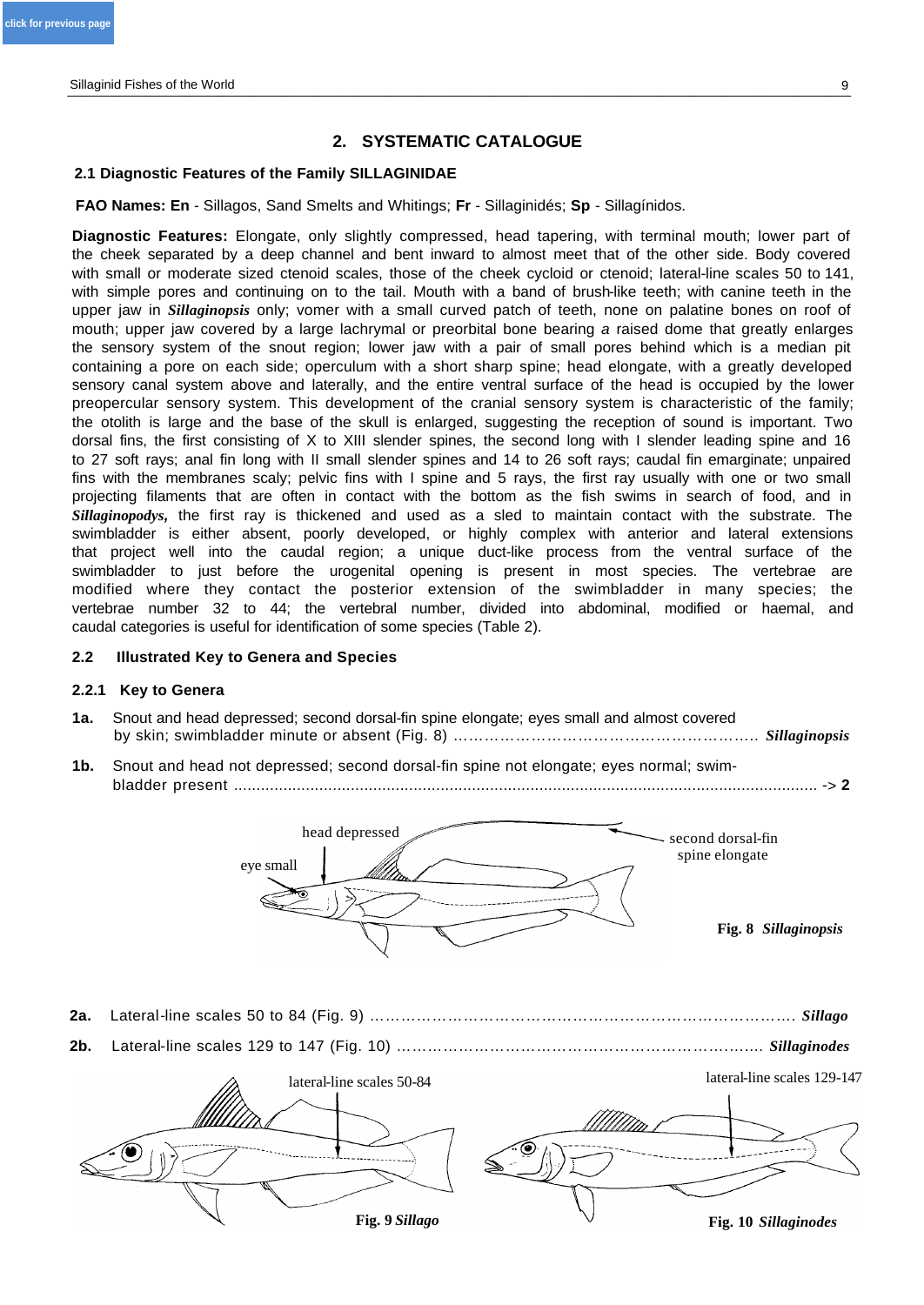## 2. SYSTEMATIC CATALOGUE

### 2.1 Diagnostic Features of the Family SILLAGINIDAE

**FAO Names: En** - Sillagos, Sand Smelts and Whitings; **Fr** - Sillaginidés; **Sp** - Sillagínidos.

**Diagnostic Features:** Elongate, only slightly compressed, head tapering, with terminal mouth; lower part of the cheek separated by a deep channel and bent inward to almost meet that of the other side. Body covered with small or moderate sized ctenoid scales, those of the cheek cycloid or ctenoid; lateral-line scales 50 to 141, with simple pores and continuing on to the tail. Mouth with a band of brush-like teeth; with canine teeth in the upper jaw in ***Sillaginopsis*** only; vomer with a small curved patch of teeth, none on palatine bones on roof of mouth; upper jaw covered by a large lachrymal or preorbital bone bearing *a* raised dome that greatly enlarges the sensory system of the snout region; lower jaw with a pair of small pores behind which is a median pit containing a pore on each side; operculum with a short sharp spine; head elongate, with a greatly developed sensory canal system above and laterally, and the entire ventral surface of the head is occupied by the lower preopercular sensory system. This development of the cranial sensory system is characteristic of the family; the otolith is large and the base of the skull is enlarged, suggesting the reception of sound is important. Two dorsal fins, the first consisting of X to XIII slender spines, the second long with I slender leading spine and 16 to 27 soft rays; anal fin long with II small slender spines and 14 to 26 soft rays; caudal fin emarginate; unpaired fins with the membranes scaly; pelvic fins with I spine and 5 rays, the first ray usually with one or two small projecting filaments that are often in contact with the bottom as the fish swims in search of food, and in ***Sillaginopodys,*** the first ray is thickened and used as a sled to maintain contact with the substrate. The swimbladder is either absent, poorly developed, or highly complex with anterior and lateral extensions that project well into the caudal region; a unique duct-like process from the ventral surface of the swimbladder to just before the urogenital opening is present in most species. The vertebrae are modified where they contact the posterior extension of the swimbladder in many species; the vertebrae number 32 to 44; the vertebral number, divided into abdominal, modified or haemal, and caudal categories is useful for identification of some species (Table 2).

### 2.2 Illustrated Key to Genera and Species

#### 2.2.1 Key to Genera

**1a.** Snout and head depressed; second dorsal-fin spine elongate; eyes small and almost covered by skin; swimbladder minute or absent (Fig. 8) ………………………………………………….. ***Sillaginopsis***

**1b.** Snout and head not depressed; second dorsal-fin spine not elongate; eyes normal; swimbladder present ........................................................................................................................ -> **2**

head depressed

eye small

second dorsal-fin spine elongate

**Fig. 8** ***Sillaginopsis***

**2a.** Lateral-line scales 50 to 84 (Fig. 9) ………………………………………………………………………. ***Sillago***

**2b.** Lateral-line scales 129 to 147 (Fig. 10) …………………………………………………………...... ***Sillaginodes***

lateral-line scales 50-84

**Fig. 9** ***Sillago***

lateral-line scales 129-147

**Fig. 10** ***Sillaginodes***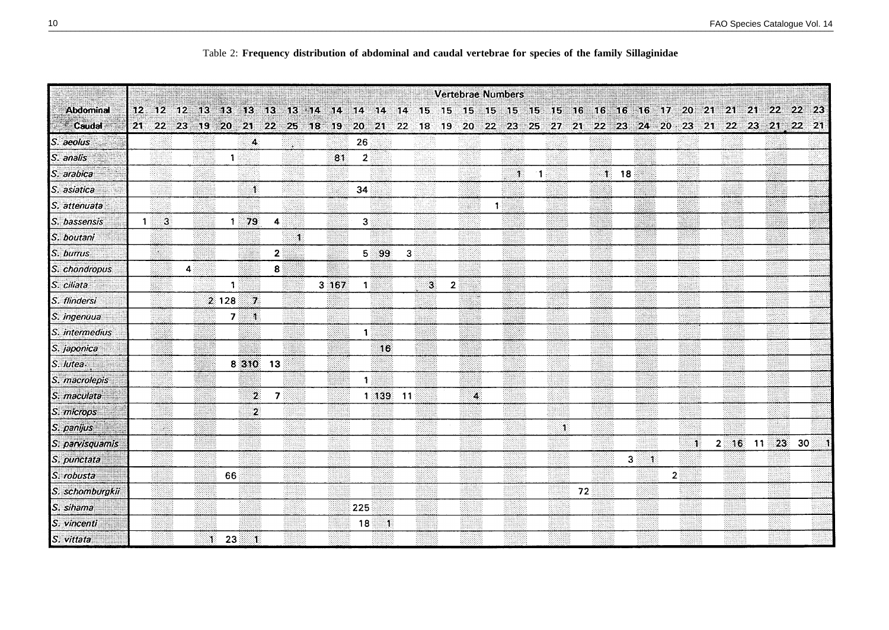Table 2: **Frequency distribution of abdominal and caudal vertebrae for species of the family Sillaginidae**

| | Vertebrae Numbers | | | | | | | | | | | | | | | | | | | | | | | | | | | | | | | |
|---|---|---|---|---|---|---|---|---|---|---|---|---|---|---|---|---|---|---|---|---|---|---|---|---|---|---|---|---|---|---|---|---|
| **Abdominal** | 12 | 12 | 12 | 13 | 13 | 13 | 13 | 13 | 14 | 14 | 14 | 14 | 14 | 15 | 15 | 15 | 15 | 15 | 15 | 15 | 16 | 16 | 16 | 16 | 17 | 20 | 21 | 21 | 21 | 22 | 22 | 23 |
| **Caudal** | 21 | 22 | 23 | 19 | 20 | 21 | 22 | 25 | 18 | 19 | 20 | 21 | 22 | 18 | 19 | 20 | 22 | 23 | 25 | 27 | 21 | 22 | 23 | 24 | 20 | 23 | 21 | 22 | 23 | 21 | 22 | 21 |
| *S. aeolus* | | | | | | 4 | | | | | 26 | | | | | | | | | | | | | | | | | | | | | |
| *S. analis* | | | | | 1 | | | | | 81 | 2 | | | | | | | | | | | | | | | | | | | | | |
| *S. arabica* | | | | | | | | | | | | | | | | | | 1 | 1 | | | 1 | 18 | | | | | | | | | |
| *S. asiatica* | | | | | | 1 | | | | | 34 | | | | | | | | | | | | | | | | | | | | | |
| *S. attenuata* | | | | | | | | | | | | | | | | | 1 | | | | | | | | | | | | | | | |
| *S. bassensis* | 1 | 3 | | | 1 | 79 | 4 | | | | 3 | | | | | | | | | | | | | | | | | | | | | |
| *S. boutani* | | | | | | | | 1 | | | | | | | | | | | | | | | | | | | | | | | | |
| *S. burrus* | | | | | | | 2 | | | | 5 | 99 | 3 | | | | | | | | | | | | | | | | | | | |
| *S. chondropus* | | | 4 | | | | 8 | | | | | | | | | | | | | | | | | | | | | | | | | |
| *S. ciliata* | | | | | 1 | | | | 3 | 167 | 1 | | | 3 | 2 | | | | | | | | | | | | | | | | | |
| *S. flindersi* | | | | 2 | 128 | 7 | | | | | | | | | | | | | | | | | | | | | | | | | | |
| *S. ingenuua* | | | | | 7 | 1 | | | | | | | | | | | | | | | | | | | | | | | | | | |
| *S. intermedius* | | | | | | | | | | | 1 | | | | | | | | | | | | | | | | | | | | | |
| *S. japonica* | | | | | | | | | | | | 16 | | | | | | | | | | | | | | | | | | | | |
| *S. lutea* | | | | | 8 | 310 | 13 | | | | | | | | | | | | | | | | | | | | | | | | | |
| *S. macrolepis* | | | | | | | | | | | 1 | | | | | | | | | | | | | | | | | | | | | |
| *S. maculata* | | | | | | 2 | 7 | | | | 1 | 139 | 11 | | | 4 | | | | | | | | | | | | | | | | |
| *S. microps* | | | | | | 2 | | | | | | | | | | | | | | | | | | | | | | | | | | |
| *S. panijus* | | | | | | | | | | | | | | | | | | | | 1 | | | | | | | | | | | | |
| *S. parvisquamis* | | | | | | | | | | | | | | | | | | | | | | | | | | 1 | 2 | 16 | 11 | 23 | 30 | 1 |
| *S. punctata* | | | | | | | | | | | | | | | | | | | | | | | 3 | 1 | | | | | | | | |
| *S. robusta* | | | | | 66 | | | | | | | | | | | | | | | | | | | | 2 | | | | | | | |
| *S. schomburgkii* | | | | | | | | | | | | | | | | | | | | | 72 | | | | | | | | | | | |
| *S. sihama* | | | | | | | | | | | 225 | | | | | | | | | | | | | | | | | | | | | |
| *S. vincenti* | | | | | | | | | | | 18 | 1 | | | | | | | | | | | | | | | | | | | | |
| *S. vittata* | | | | 1 | 23 | 1 | | | | | | | | | | | | | | | | | | | | | | | | | | |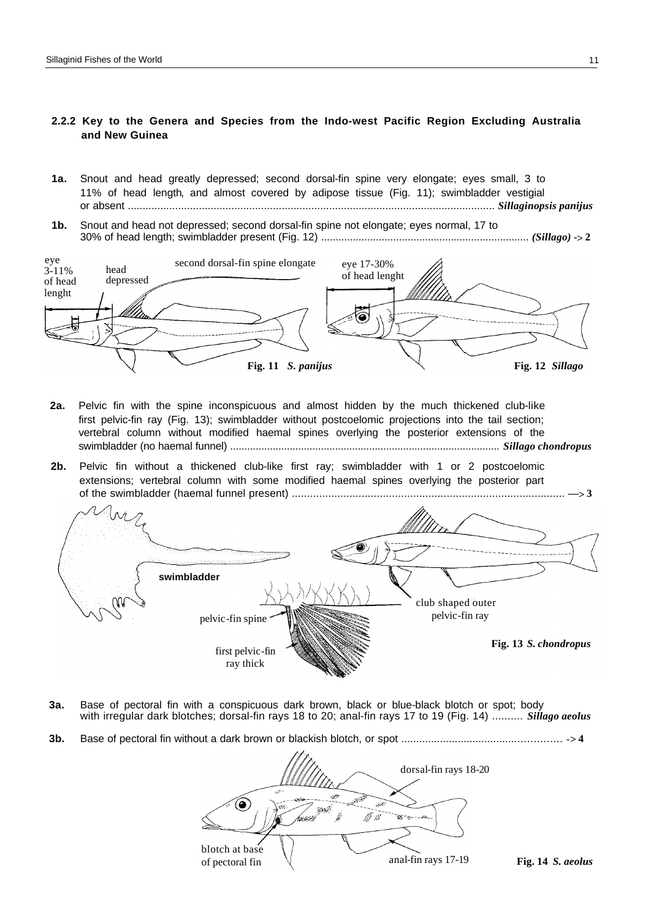### 2.2.2 Key to the Genera and Species from the Indo-west Pacific Region Excluding Australia and New Guinea

**1a.** Snout and head greatly depressed; second dorsal-fin spine very elongate; eyes small, 3 to 11% of head length, and almost covered by adipose tissue (Fig. 11); swimbladder vestigial or absent .......................................................................................................................... ***Sillaginopsis panijus***

**1b.** Snout and head not depressed; second dorsal-fin spine not elongate; eyes normal, 17 to 30% of head length; swimbladder present (Fig. 12) ........................................................................ ***(Sillago)*** **-> 2**

eye 3-11% of head lenght

head depressed

second dorsal-fin spine elongate

eye 17-30% of head lenght

**Fig. 11** ***S. panijus***

**Fig. 12** ***Sillago***

**2a.** Pelvic fin with the spine inconspicuous and almost hidden by the much thickened club-like first pelvic-fin ray (Fig. 13); swimbladder without postcoelomic projections into the tail section; vertebral column without modified haemal spines overlying the posterior extensions of the swimbladder (no haemal funnel) ............................................................................................ ***Sillago chondropus***

**2b.** Pelvic fin without a thickened club-like first ray; swimbladder with 1 or 2 postcoelomic extensions; vertebral column with some modified haemal spines overlying the posterior part of the swimbladder (haemal funnel present) ........................................................................................ **—> 3**

**swimbladder**

club shaped outer pelvic-fin ray

pelvic-fin spine

first pelvic-fin ray thick

**Fig. 13** ***S. chondropus***

**3a.** Base of pectoral fin with a conspicuous dark brown, black or blue-black blotch or spot; body with irregular dark blotches; dorsal-fin rays 18 to 20; anal-fin rays 17 to 19 (Fig. 14) .......... ***Sillago aeolus***

**3b.** Base of pectoral fin without a dark brown or blackish blotch, or spot ...................................................... **-> 4**

dorsal-fin rays 18-20

blotch at base of pectoral fin

anal-fin rays 17-19

**Fig. 14** ***S. aeolus***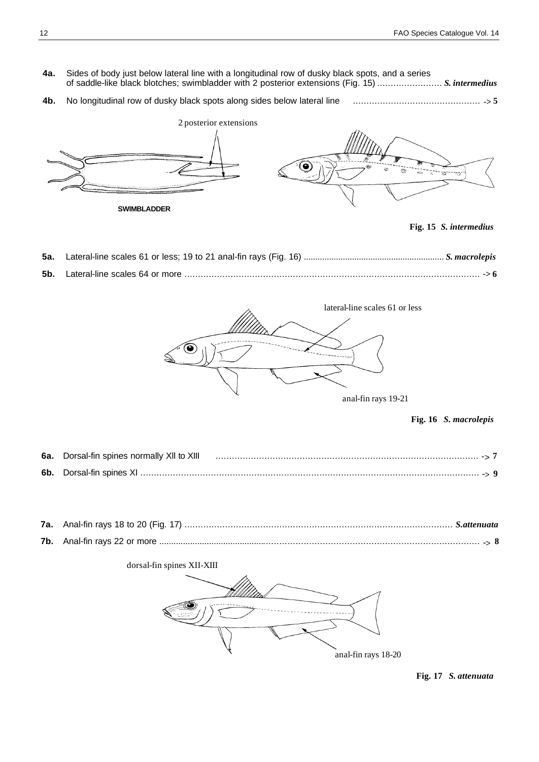**4a.** Sides of body just below lateral line with a longitudinal row of dusky black spots, and a series of saddle-like black blotches; swimbladder with 2 posterior extensions (Fig. 15) ........................ *S. intermedius*

**4b.** No longitudinal row of dusky black spots along sides below lateral line .............................................. -> 5

2 posterior extensions

SWIMBLADDER

**Fig. 15** *S. intermedius*

**5a.** Lateral-line scales 61 or less; 19 to 21 anal-fin rays (Fig. 16) ............................................................ *S. macrolepis*

**5b.** Lateral-line scales 64 or more ............................................................................................................ -> 6

lateral-line scales 61 or less

anal-fin rays 19-21

**Fig. 16** *S. macrolepis*

**6a.** Dorsal-fin spines normally XII to XIII ................................................................................................ -> 7

**6b.** Dorsal-fin spines XI ............................................................................................................................ -> 9

**7a.** Anal-fin rays 18 to 20 (Fig. 17) ........................................................................................................ *S. attenuata*

**7b.** Anal-fin rays 22 or more .................................................................................................................... -> 8

dorsal-fin spines XII-XIII

anal-fin rays 18-20

**Fig. 17** *S. attenuata*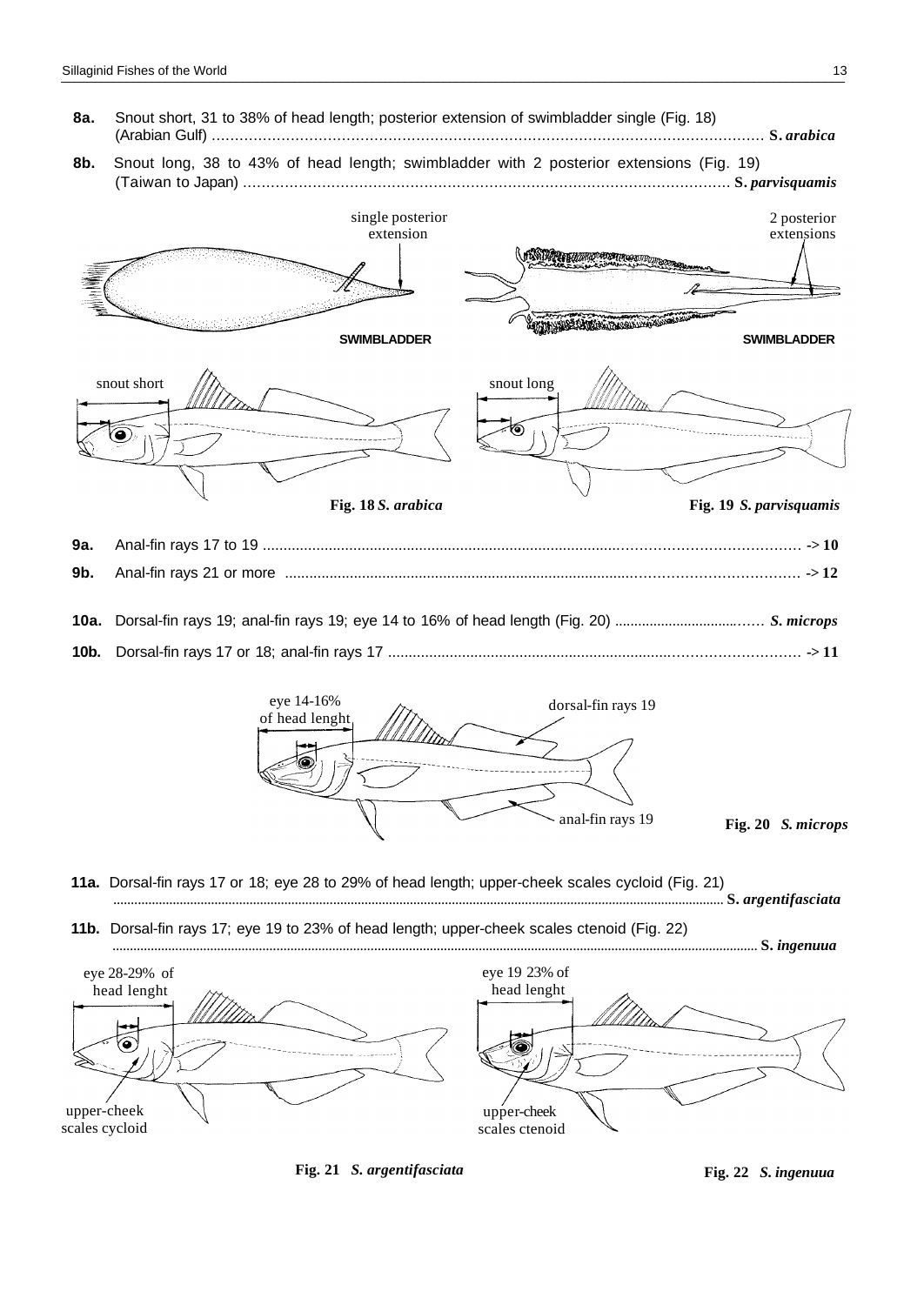**8a.** Snout short, 31 to 38% of head length; posterior extension of swimbladder single (Fig. 18) (Arabian Gulf) ........................................................................................................................ *S. arabica*

**8b.** Snout long, 38 to 43% of head length; swimbladder with 2 posterior extensions (Fig. 19) (Taiwan to Japan) ........................................................................................................... *S. parvisquamis*

single posterior extension

SWIMBLADDER

2 posterior extensions

SWIMBLADDER

snout short

snout long

**Fig. 18** *S. arabica*

**Fig. 19** *S. parvisquamis*

**9a.** Anal-fin rays 17 to 19 ........................................................................................................................ -> **10**

**9b.** Anal-fin rays 21 or more ........................................................................................................................ -> **12**

**10a.** Dorsal-fin rays 19; anal-fin rays 19; eye 14 to 16% of head length (Fig. 20) ........................................ *S. microps*

**10b.** Dorsal-fin rays 17 or 18; anal-fin rays 17 ........................................................................................... -> **11**

eye 14-16% of head lenght

dorsal-fin rays 19

anal-fin rays 19

**Fig. 20** *S. microps*

**11a.** Dorsal-fin rays 17 or 18; eye 28 to 29% of head length; upper-cheek scales cycloid (Fig. 21) ........................................................................................................................ *S. argentifasciata*

**11b.** Dorsal-fin rays 17; eye 19 to 23% of head length; upper-cheek scales ctenoid (Fig. 22) ........................................................................................................................ *S. ingenuua*

eye 28-29% of head lenght

upper-cheek scales cycloid

eye 19 23% of head lenght

upper-cheek scales ctenoid

**Fig. 21** *S. argentifasciata*

**Fig. 22** *S. ingenuua*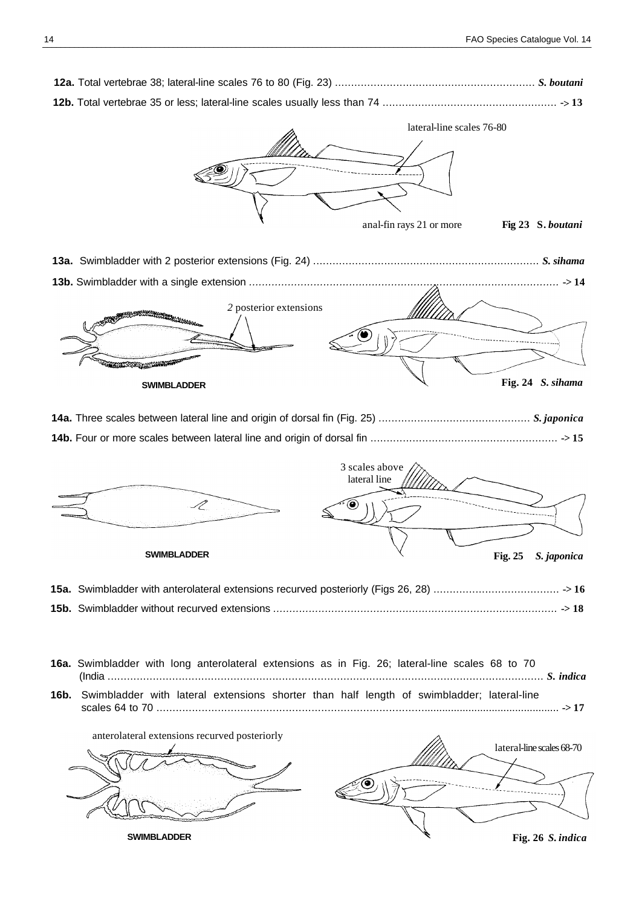**12a.** Total vertebrae 38; lateral-line scales 76 to 80 (Fig. 23) ........................................................... ***S. boutani***

**12b.** Total vertebrae 35 or less; lateral-line scales usually less than 74 ................................................... -> **13**

lateral-line scales 76-80

anal-fin rays 21 or more

**Fig 23 S. *boutani***

**13a.** Swimbladder with 2 posterior extensions (Fig. 24) ................................................................... ***S. sihama***

**13b.** Swimbladder with a single extension .............................................................................................. -> **14**

*2* posterior extensions

SWIMBLADDER

**Fig. 24 *S. sihama***

**14a.** Three scales between lateral line and origin of dorsal fin (Fig. 25) ............................................ ***S. japonica***

**14b.** Four or more scales between lateral line and origin of dorsal fin ....................................................... -> **15**

3 scales above lateral line

SWIMBLADDER

**Fig. 25 *S. japonica***

**15a.** Swimbladder with anterolateral extensions recurved posteriorly (Figs 26, 28) ..................................... -> **16**

**15b.** Swimbladder without recurved extensions ....................................................................................... -> **18**

**16a.** Swimbladder with long anterolateral extensions as in Fig. 26; lateral-line scales 68 to 70 (India ....................................................................................................................................... ***S. indica***

**16b.** Swimbladder with lateral extensions shorter than half length of swimbladder; lateral-line scales 64 to 70 ......................................................................................................................... -> **17**

anterolateral extensions recurved posteriorly

lateral-line scales 68-70

SWIMBLADDER

**Fig. 26 *S. indica***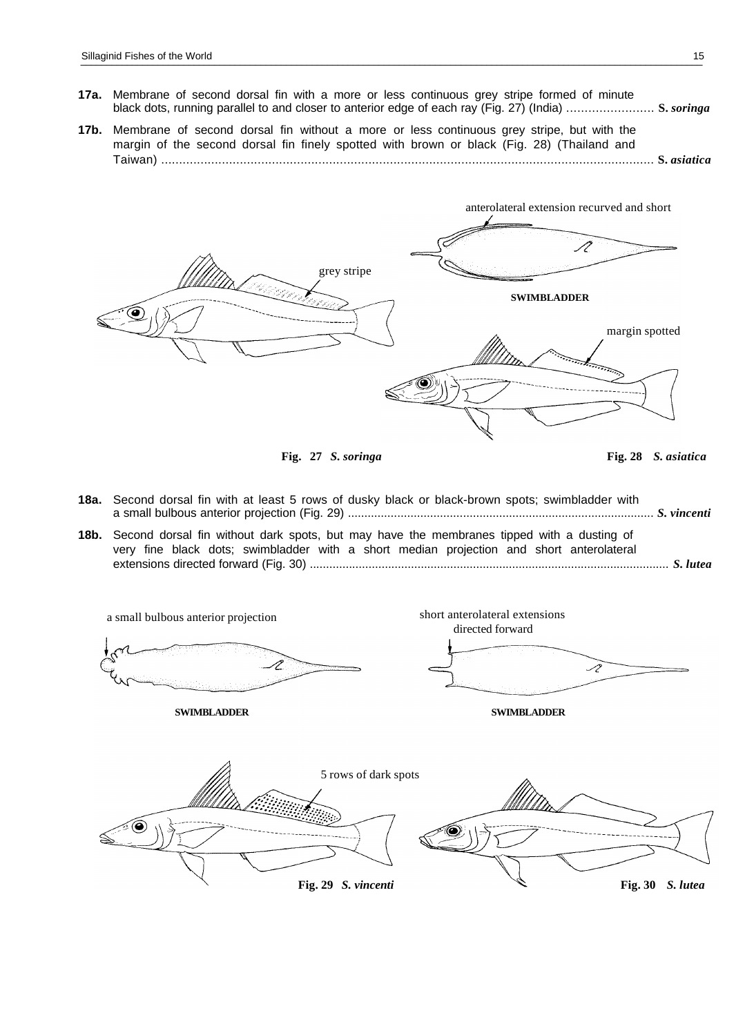**17a.** Membrane of second dorsal fin with a more or less continuous grey stripe formed of minute black dots, running parallel to and closer to anterior edge of each ray (Fig. 27) (India) ........................ **S. *soringa***

**17b.** Membrane of second dorsal fin without a more or less continuous grey stripe, but with the margin of the second dorsal fin finely spotted with brown or black (Fig. 28) (Thailand and Taiwan) ........................................................................................................................................ **S. *asiatica***

anterolateral extension recurved and short

grey stripe

SWIMBLADDER

margin spotted

**Fig. 27** ***S. soringa***

**Fig. 28** ***S. asiatica***

**18a.** Second dorsal fin with at least 5 rows of dusky black or black-brown spots; swimbladder with a small bulbous anterior projection (Fig. 29) ........................................................................................... ***S. vincenti***

**18b.** Second dorsal fin without dark spots, but may have the membranes tipped with a dusting of very fine black dots; swimbladder with a short median projection and short anterolateral extensions directed forward (Fig. 30) ............................................................................................................ ***S. lutea***

a small bulbous anterior projection

short anterolateral extensions directed forward

SWIMBLADDER

SWIMBLADDER

5 rows of dark spots

**Fig. 29** ***S. vincenti***

**Fig. 30** ***S. lutea***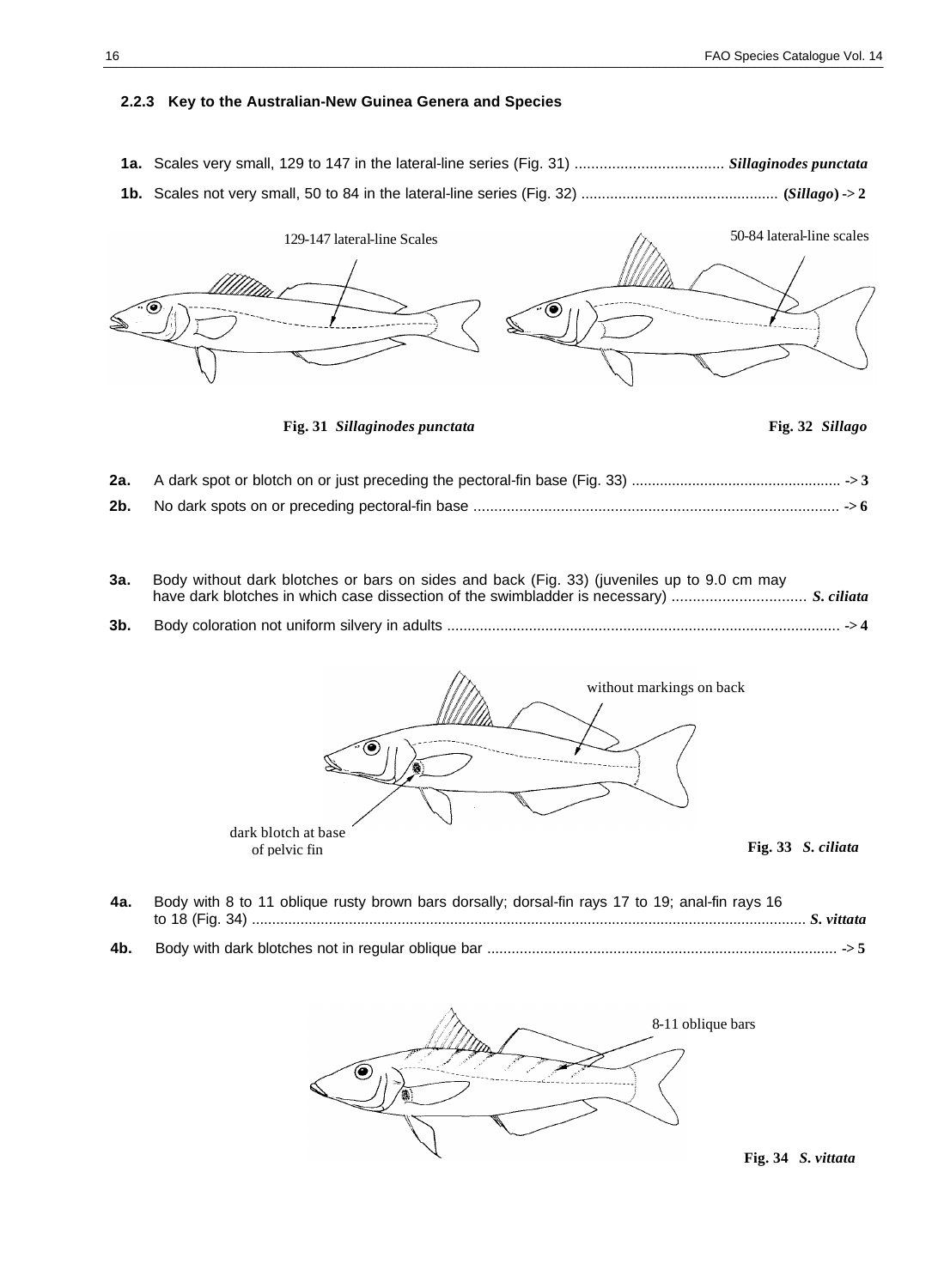### 2.2.3 Key to the Australian-New Guinea Genera and Species

**1a.** Scales very small, 129 to 147 in the lateral-line series (Fig. 31) .................................... ***Sillaginodes punctata***

**1b.** Scales not very small, 50 to 84 in the lateral-line series (Fig. 32) ................................................ **(*Sillago*) -> 2**

129-147 lateral-line Scales

50-84 lateral-line scales

**Fig. 31** ***Sillaginodes punctata***

**Fig. 32** ***Sillago***

**2a.** A dark spot or blotch on or just preceding the pectoral-fin base (Fig. 33) ................................................... **-> 3**

**2b.** No dark spots on or preceding pectoral-fin base ........................................................................................ **-> 6**

**3a.** Body without dark blotches or bars on sides and back (Fig. 33) (juveniles up to 9.0 cm may have dark blotches in which case dissection of the swimbladder is necessary) ................................ ***S. ciliata***

**3b.** Body coloration not uniform silvery in adults ............................................................................................... **-> 4**

without markings on back

dark blotch at base of pelvic fin

**Fig. 33** ***S. ciliata***

**4a.** Body with 8 to 11 oblique rusty brown bars dorsally; dorsal-fin rays 17 to 19; anal-fin rays 16 to 18 (Fig. 34) ........................................................................................................................................ ***S. vittata***

**4b.** Body with dark blotches not in regular oblique bar ..................................................................................... **-> 5**

8-11 oblique bars

**Fig. 34** ***S. vittata***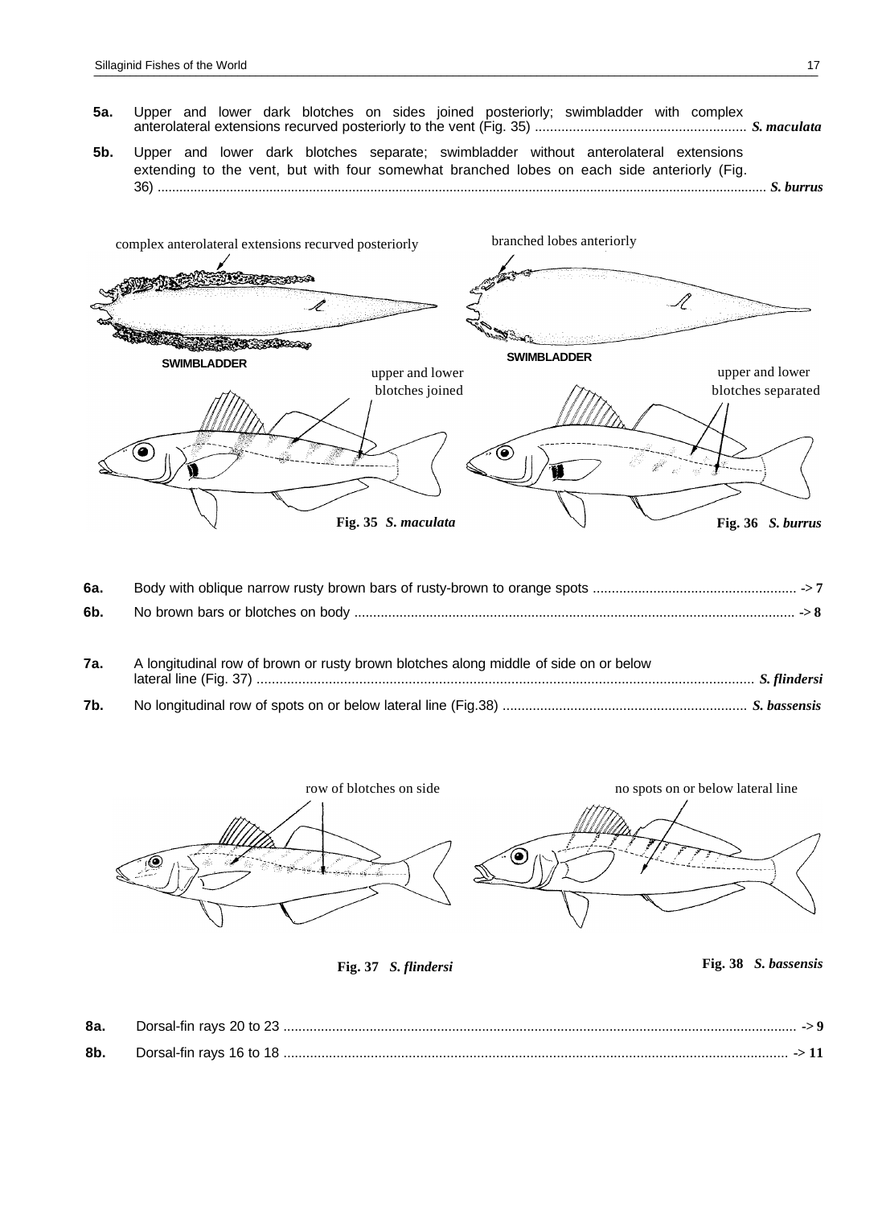**5a.** Upper and lower dark blotches on sides joined posteriorly; swimbladder with complex anterolateral extensions recurved posteriorly to the vent (Fig. 35) ........................................................ ***S. maculata***

**5b.** Upper and lower dark blotches separate; swimbladder without anterolateral extensions extending to the vent, but with four somewhat branched lobes on each side anteriorly (Fig. 36) ........................................................................................................................................................ ***S. burrus***

complex anterolateral extensions recurved posteriorly

branched lobes anteriorly

SWIMBLADDER

SWIMBLADDER

upper and lower blotches joined

upper and lower blotches separated

**Fig. 35** ***S. maculata***

**Fig. 36** ***S. burrus***

**6a.** Body with oblique narrow rusty brown bars of rusty-brown to orange spots ...................................................... -> **7**

**6b.** No brown bars or blotches on body ..................................................................................................................... -> **8**

**7a.** A longitudinal row of brown or rusty brown blotches along middle of side on or below lateral line (Fig. 37) .................................................................................................................................... ***S. flindersi***

**7b.** No longitudinal row of spots on or below lateral line (Fig.38) ................................................................. ***S. bassensis***

row of blotches on side

no spots on or below lateral line

**Fig. 37** ***S. flindersi***

**Fig. 38** ***S. bassensis***

**8a.** Dorsal-fin rays 20 to 23 ........................................................................................................................................ -> **9**

**8b.** Dorsal-fin rays 16 to 18 ...................................................................................................................................... -> **11**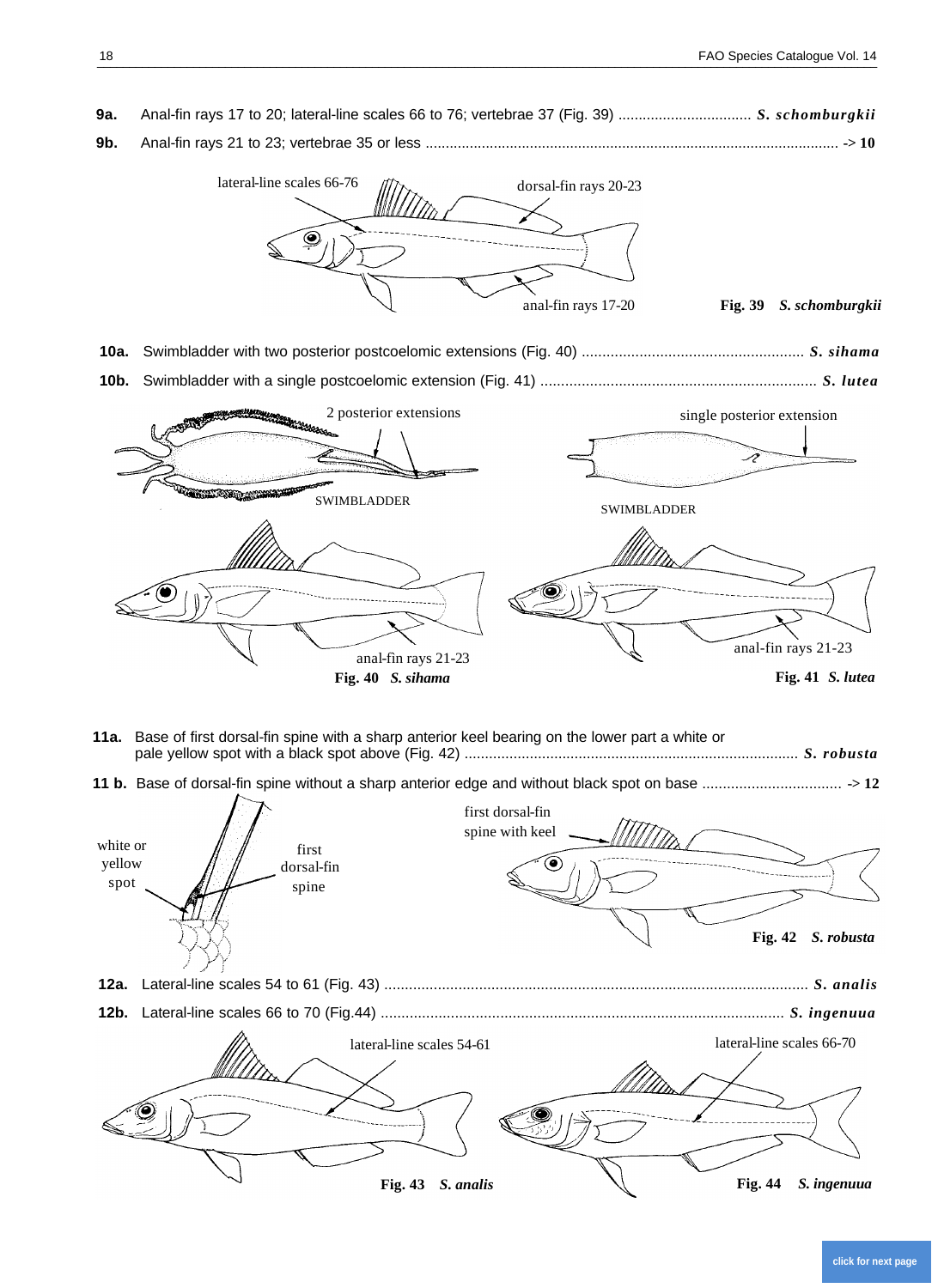**9a.** Anal-fin rays 17 to 20; lateral-line scales 66 to 76; vertebrae 37 (Fig. 39) ................................ ***S. schomburgkii***

**9b.** Anal-fin rays 21 to 23; vertebrae 35 or less ..................................................................................................... -> **10**

lateral-line scales 66-76

dorsal-fin rays 20-23

anal-fin rays 17-20

**Fig. 39** ***S. schomburgkii***

**10a.** Swimbladder with two posterior postcoelomic extensions (Fig. 40) ...................................................... ***S. sihama***

**10b.** Swimbladder with a single postcoelomic extension (Fig. 41) .................................................................. ***S. lutea***

2 posterior extensions

SWIMBLADDER

single posterior extension

SWIMBLADDER

anal-fin rays 21-23

**Fig. 40** ***S. sihama***

anal-fin rays 21-23

**Fig. 41** ***S. lutea***

**11a.** Base of first dorsal-fin spine with a sharp anterior keel bearing on the lower part a white or pale yellow spot with a black spot above (Fig. 42) ................................................................................. ***S. robusta***

**11 b.** Base of dorsal-fin spine without a sharp anterior edge and without black spot on base .................................. -> **12**

white or yellow spot

first dorsal-fin spine

first dorsal-fin spine with keel

**Fig. 42** ***S. robusta***

**12a.** Lateral-line scales 54 to 61 (Fig. 43) ...................................................................................................... ***S. analis***

**12b.** Lateral-line scales 66 to 70 (Fig.44) ................................................................................................. ***S. ingenuua***

lateral-line scales 54-61

lateral-line scales 66-70

**Fig. 43** ***S. analis***

**Fig. 44** ***S. ingenuua***